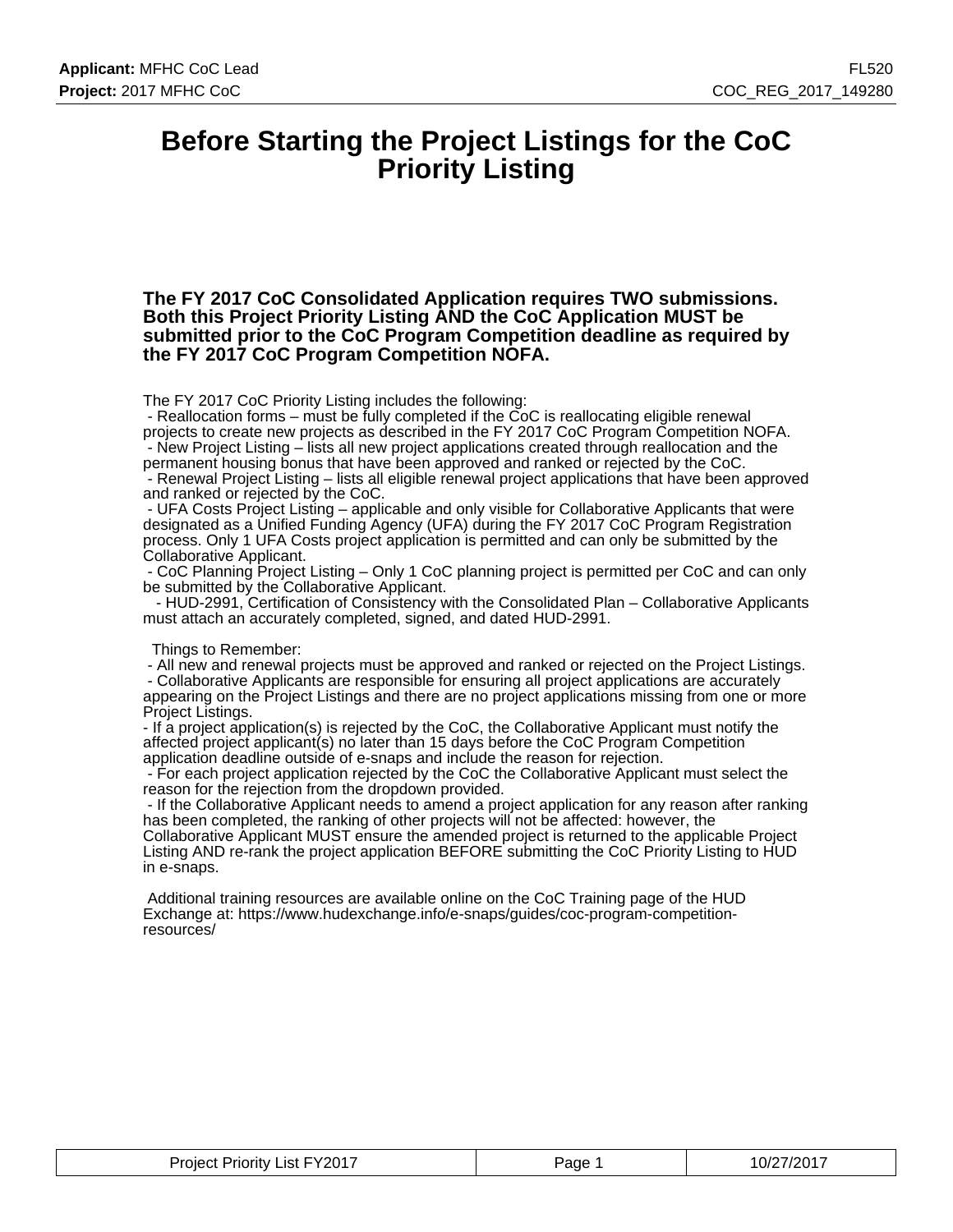# Before Starting the Project Listings for the CoC Priority Listing

**The FY 2017 CoC Consolidated Application requires TWO submissions. Both this Project Priority Listing AND the CoC Application MUST be submitted prior to the CoC Program Competition deadline as required by the FY 2017 CoC Program Competition NOFA.**

The FY 2017 CoC Priority Listing includes the following:

- Reallocation forms – must be fully completed if the CoC is reallocating eligible renewal projects to create new projects as described in the FY 2017 CoC Program Competition NOFA.
- New Project Listing – lists all new project applications created through reallocation and the permanent housing bonus that have been approved and ranked or rejected by the CoC.
- Renewal Project Listing – lists all eligible renewal project applications that have been approved and ranked or rejected by the CoC.
- UFA Costs Project Listing – applicable and only visible for Collaborative Applicants that were designated as a Unified Funding Agency (UFA) during the FY 2017 CoC Program Registration process. Only 1 UFA Costs project application is permitted and can only be submitted by the Collaborative Applicant.
- CoC Planning Project Listing – Only 1 CoC planning project is permitted per CoC and can only be submitted by the Collaborative Applicant.
- HUD-2991, Certification of Consistency with the Consolidated Plan – Collaborative Applicants must attach an accurately completed, signed, and dated HUD-2991.

Things to Remember:

- All new and renewal projects must be approved and ranked or rejected on the Project Listings.
- Collaborative Applicants are responsible for ensuring all project applications are accurately appearing on the Project Listings and there are no project applications missing from one or more Project Listings.
- If a project application(s) is rejected by the CoC, the Collaborative Applicant must notify the affected project applicant(s) no later than 15 days before the CoC Program Competition application deadline outside of e-snaps and include the reason for rejection.
- For each project application rejected by the CoC the Collaborative Applicant must select the reason for the rejection from the dropdown provided.
- If the Collaborative Applicant needs to amend a project application for any reason after ranking has been completed, the ranking of other projects will not be affected: however, the Collaborative Applicant MUST ensure the amended project is returned to the applicable Project Listing AND re-rank the project application BEFORE submitting the CoC Priority Listing to HUD in e-snaps.

Additional training resources are available online on the CoC Training page of the HUD Exchange at: https://www.hudexchange.info/e-snaps/guides/coc-program-competition-resources/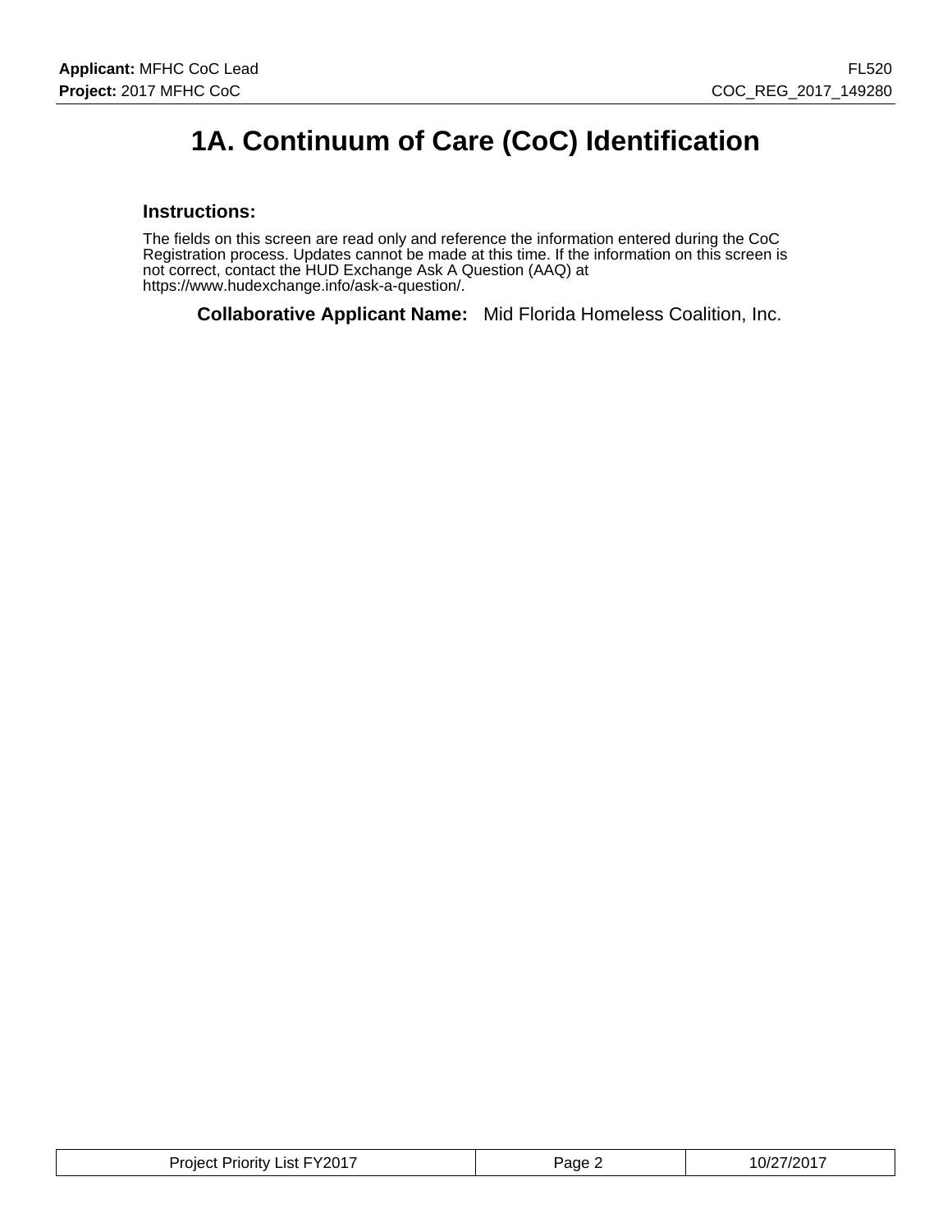# 1A. Continuum of Care (CoC) Identification

### Instructions:

The fields on this screen are read only and reference the information entered during the CoC Registration process. Updates cannot be made at this time. If the information on this screen is not correct, contact the HUD Exchange Ask A Question (AAQ) at https://www.hudexchange.info/ask-a-question/.

**Collaborative Applicant Name:** Mid Florida Homeless Coalition, Inc.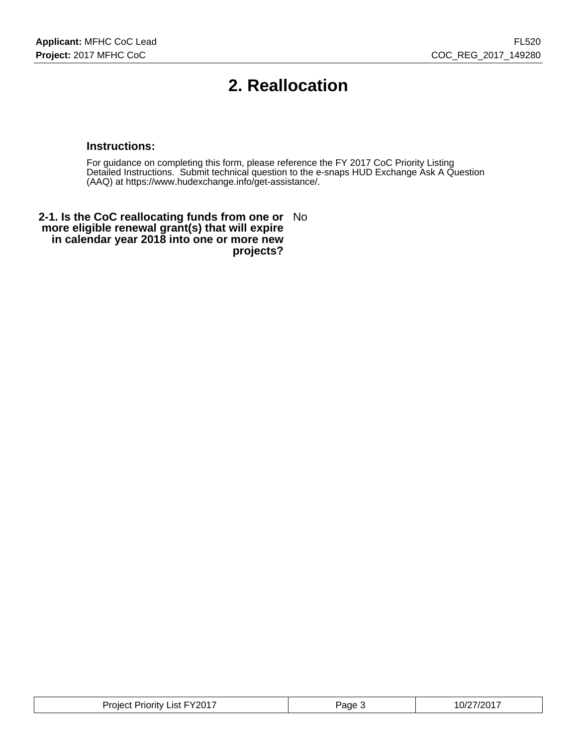# 2. Reallocation

### Instructions:

For guidance on completing this form, please reference the FY 2017 CoC Priority Listing Detailed Instructions. Submit technical question to the e-snaps HUD Exchange Ask A Question (AAQ) at https://www.hudexchange.info/get-assistance/.

| | |
|---|---|
| **2-1. Is the CoC reallocating funds from one or more eligible renewal grant(s) that will expire in calendar year 2018 into one or more new projects?** | No |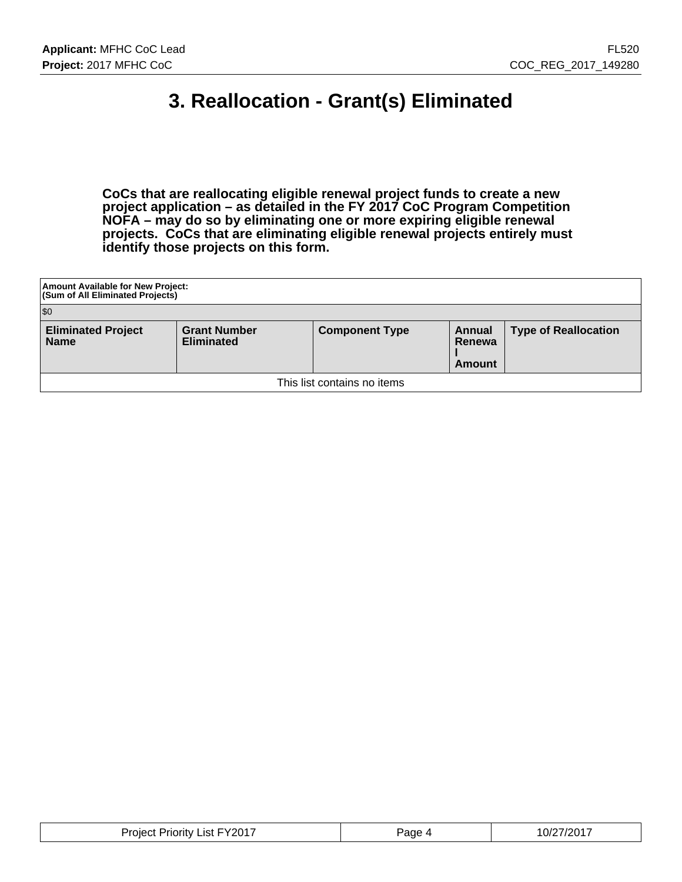# 3. Reallocation - Grant(s) Eliminated

**CoCs that are reallocating eligible renewal project funds to create a new project application – as detailed in the FY 2017 CoC Program Competition NOFA – may do so by eliminating one or more expiring eligible renewal projects. CoCs that are eliminating eligible renewal projects entirely must identify those projects on this form.**

| Amount Available for New Project: (Sum of All Eliminated Projects) | | | | |
|---|---|---|---|---|
| $0 | | | | |
| **Eliminated Project Name** | **Grant Number Eliminated** | **Component Type** | **Annual Renewal Amount** | **Type of Reallocation** |
| This list contains no items | | | | |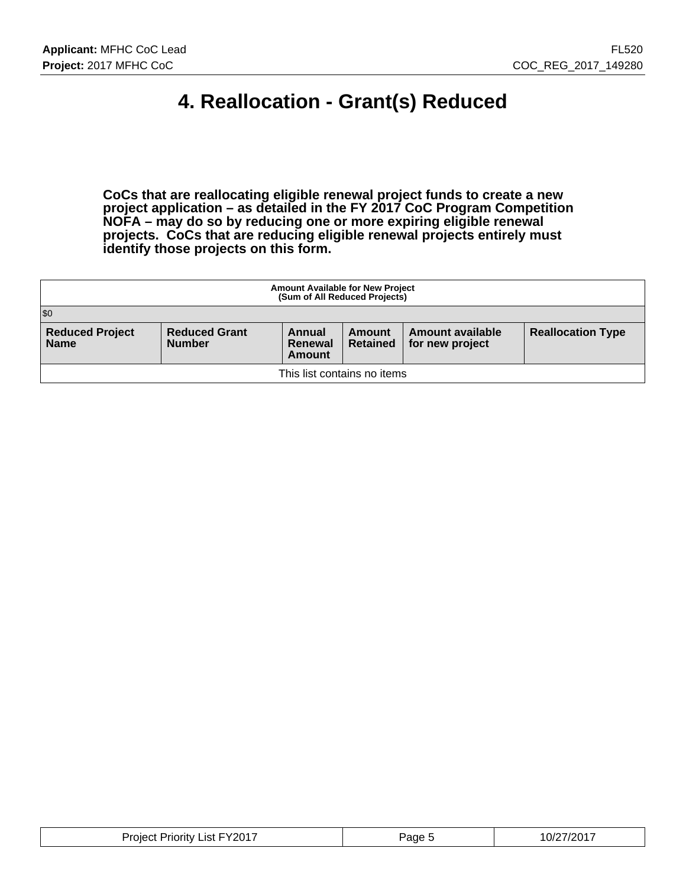# 4. Reallocation - Grant(s) Reduced

**CoCs that are reallocating eligible renewal project funds to create a new project application – as detailed in the FY 2017 CoC Program Competition NOFA – may do so by reducing one or more expiring eligible renewal projects. CoCs that are reducing eligible renewal projects entirely must identify those projects on this form.**

| Amount Available for New Project (Sum of All Reduced Projects) | | | | | |
|---|---|---|---|---|---|
| $0 | | | | | |
| **Reduced Project Name** | **Reduced Grant Number** | **Annual Renewal Amount** | **Amount Retained** | **Amount available for new project** | **Reallocation Type** |
| This list contains no items | | | | | |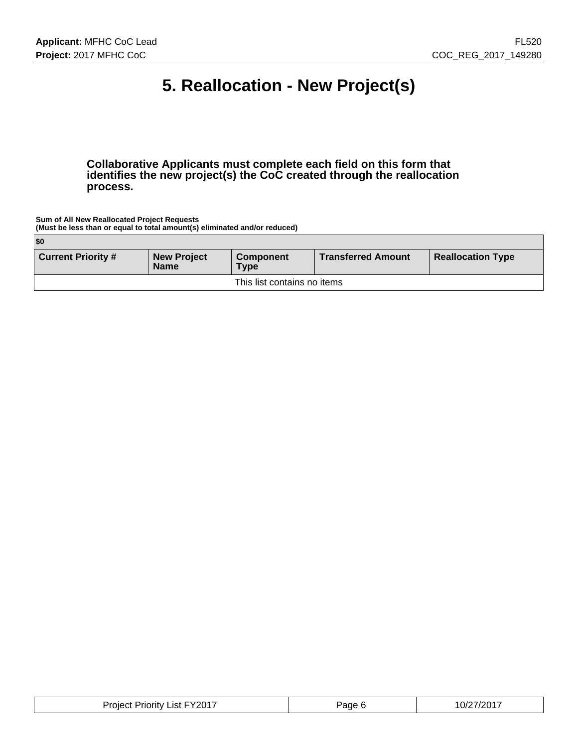# 5. Reallocation - New Project(s)

**Collaborative Applicants must complete each field on this form that identifies the new project(s) the CoC created through the reallocation process.**

**Sum of All New Reallocated Project Requests**
**(Must be less than or equal to total amount(s) eliminated and/or reduced)**

| $0 | | | | |
|---|---|---|---|---|
| **Current Priority #** | **New Project Name** | **Component Type** | **Transferred Amount** | **Reallocation Type** |
| This list contains no items | | | | |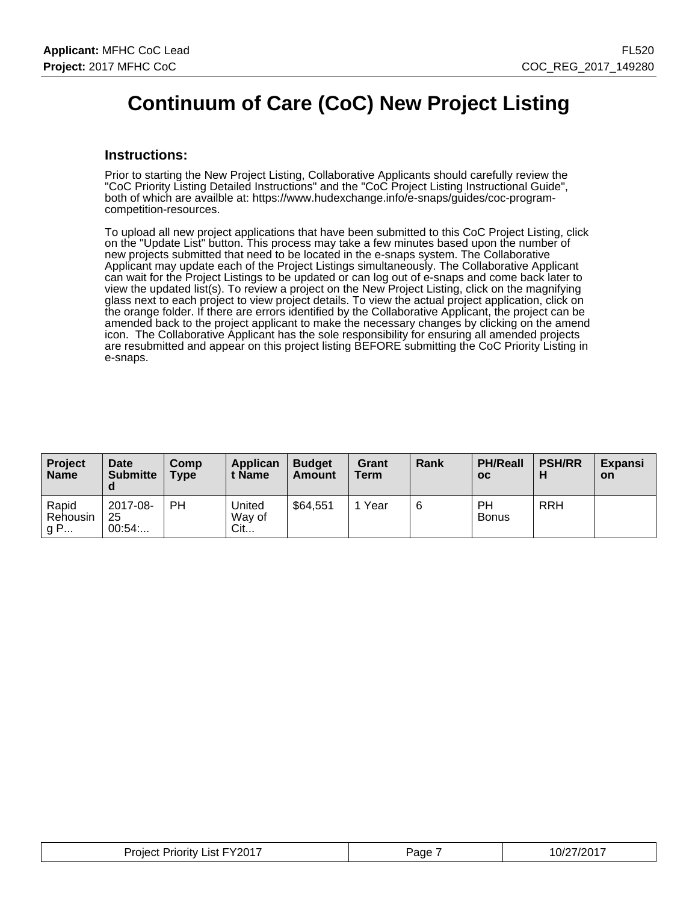# Continuum of Care (CoC) New Project Listing

## Instructions:

Prior to starting the New Project Listing, Collaborative Applicants should carefully review the "CoC Priority Listing Detailed Instructions" and the "CoC Project Listing Instructional Guide", both of which are availble at: https://www.hudexchange.info/e-snaps/guides/coc-program-competition-resources.

To upload all new project applications that have been submitted to this CoC Project Listing, click on the "Update List" button. This process may take a few minutes based upon the number of new projects submitted that need to be located in the e-snaps system. The Collaborative Applicant may update each of the Project Listings simultaneously. The Collaborative Applicant can wait for the Project Listings to be updated or can log out of e-snaps and come back later to view the updated list(s). To review a project on the New Project Listing, click on the magnifying glass next to each project to view project details. To view the actual project application, click on the orange folder. If there are errors identified by the Collaborative Applicant, the project can be amended back to the project applicant to make the necessary changes by clicking on the amend icon. The Collaborative Applicant has the sole responsibility for ensuring all amended projects are resubmitted and appear on this project listing BEFORE submitting the CoC Priority Listing in e-snaps.

| Project Name | Date Submitted | Comp Type | Applicant Name | Budget Amount | Grant Term | Rank | PH/Realloc | PSH/RRH | Expansion |
|---|---|---|---|---|---|---|---|---|---|
| Rapid Rehousing P... | 2017-08-25 00:54:... | PH | United Way of Cit... | $64,551 | 1 Year | 6 | PH Bonus | RRH | |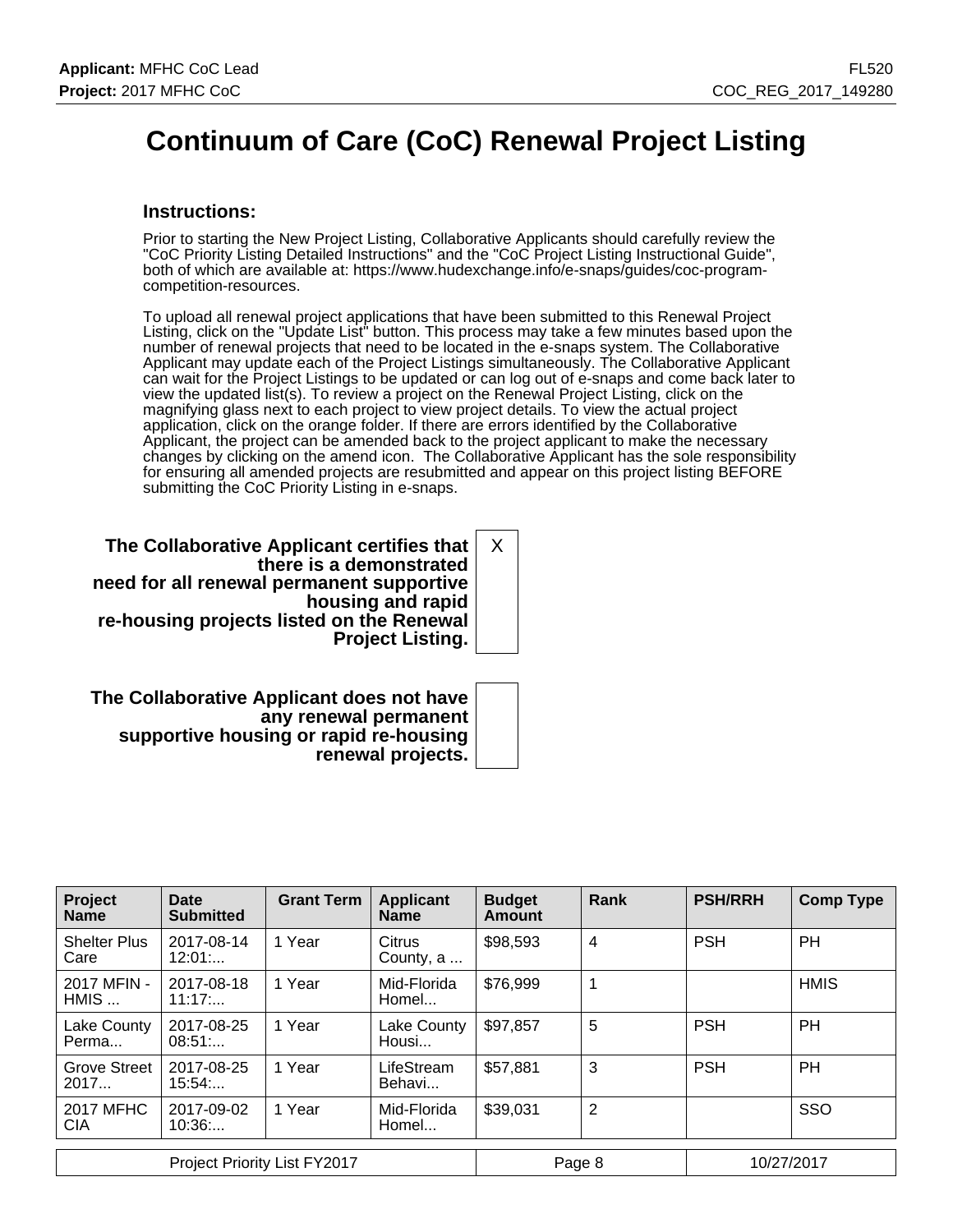# Continuum of Care (CoC) Renewal Project Listing

### Instructions:

Prior to starting the New Project Listing, Collaborative Applicants should carefully review the "CoC Priority Listing Detailed Instructions" and the "CoC Project Listing Instructional Guide", both of which are available at: https://www.hudexchange.info/e-snaps/guides/coc-program-competition-resources.

To upload all renewal project applications that have been submitted to this Renewal Project Listing, click on the "Update List" button. This process may take a few minutes based upon the number of renewal projects that need to be located in the e-snaps system. The Collaborative Applicant may update each of the Project Listings simultaneously. The Collaborative Applicant can wait for the Project Listings to be updated or can log out of e-snaps and come back later to view the updated list(s). To review a project on the Renewal Project Listing, click on the magnifying glass next to each project to view project details. To view the actual project application, click on the orange folder. If there are errors identified by the Collaborative Applicant, the project can be amended back to the project applicant to make the necessary changes by clicking on the amend icon. The Collaborative Applicant has the sole responsibility for ensuring all amended projects are resubmitted and appear on this project listing BEFORE submitting the CoC Priority Listing in e-snaps.

| | |
|---|---|
| **The Collaborative Applicant certifies that there is a demonstrated need for all renewal permanent supportive housing and rapid re-housing projects listed on the Renewal Project Listing.** | X |
| **The Collaborative Applicant does not have any renewal permanent supportive housing or rapid re-housing renewal projects.** | |

| Project Name | Date Submitted | Grant Term | Applicant Name | Budget Amount | Rank | PSH/RRH | Comp Type |
|---|---|---|---|---|---|---|---|
| Shelter Plus Care | 2017-08-14 12:01:... | 1 Year | Citrus County, a ... | $98,593 | 4 | PSH | PH |
| 2017 MFIN - HMIS ... | 2017-08-18 11:17:... | 1 Year | Mid-Florida Homel... | $76,999 | 1 | | HMIS |
| Lake County Perma... | 2017-08-25 08:51:... | 1 Year | Lake County Housi... | $97,857 | 5 | PSH | PH |
| Grove Street 2017... | 2017-08-25 15:54:... | 1 Year | LifeStream Behavi... | $57,881 | 3 | PSH | PH |
| 2017 MFHC CIA | 2017-09-02 10:36:... | 1 Year | Mid-Florida Homel... | $39,031 | 2 | | SSO |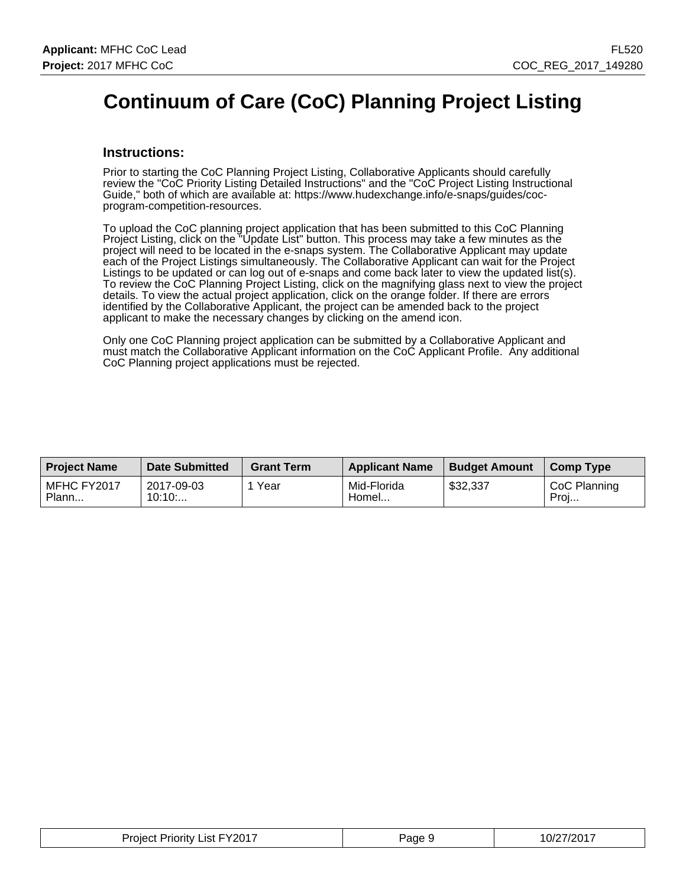# Continuum of Care (CoC) Planning Project Listing

## Instructions:

Prior to starting the CoC Planning Project Listing, Collaborative Applicants should carefully review the "CoC Priority Listing Detailed Instructions" and the "CoC Project Listing Instructional Guide," both of which are available at: https://www.hudexchange.info/e-snaps/guides/coc-program-competition-resources.

To upload the CoC planning project application that has been submitted to this CoC Planning Project Listing, click on the "Update List" button. This process may take a few minutes as the project will need to be located in the e-snaps system. The Collaborative Applicant may update each of the Project Listings simultaneously. The Collaborative Applicant can wait for the Project Listings to be updated or can log out of e-snaps and come back later to view the updated list(s). To review the CoC Planning Project Listing, click on the magnifying glass next to view the project details. To view the actual project application, click on the orange folder. If there are errors identified by the Collaborative Applicant, the project can be amended back to the project applicant to make the necessary changes by clicking on the amend icon.

Only one CoC Planning project application can be submitted by a Collaborative Applicant and must match the Collaborative Applicant information on the CoC Applicant Profile. Any additional CoC Planning project applications must be rejected.

| Project Name | Date Submitted | Grant Term | Applicant Name | Budget Amount | Comp Type |
|---|---|---|---|---|---|
| MFHC FY2017 Plann... | 2017-09-03 10:10:... | 1 Year | Mid-Florida Homel... | $32,337 | CoC Planning Proj... |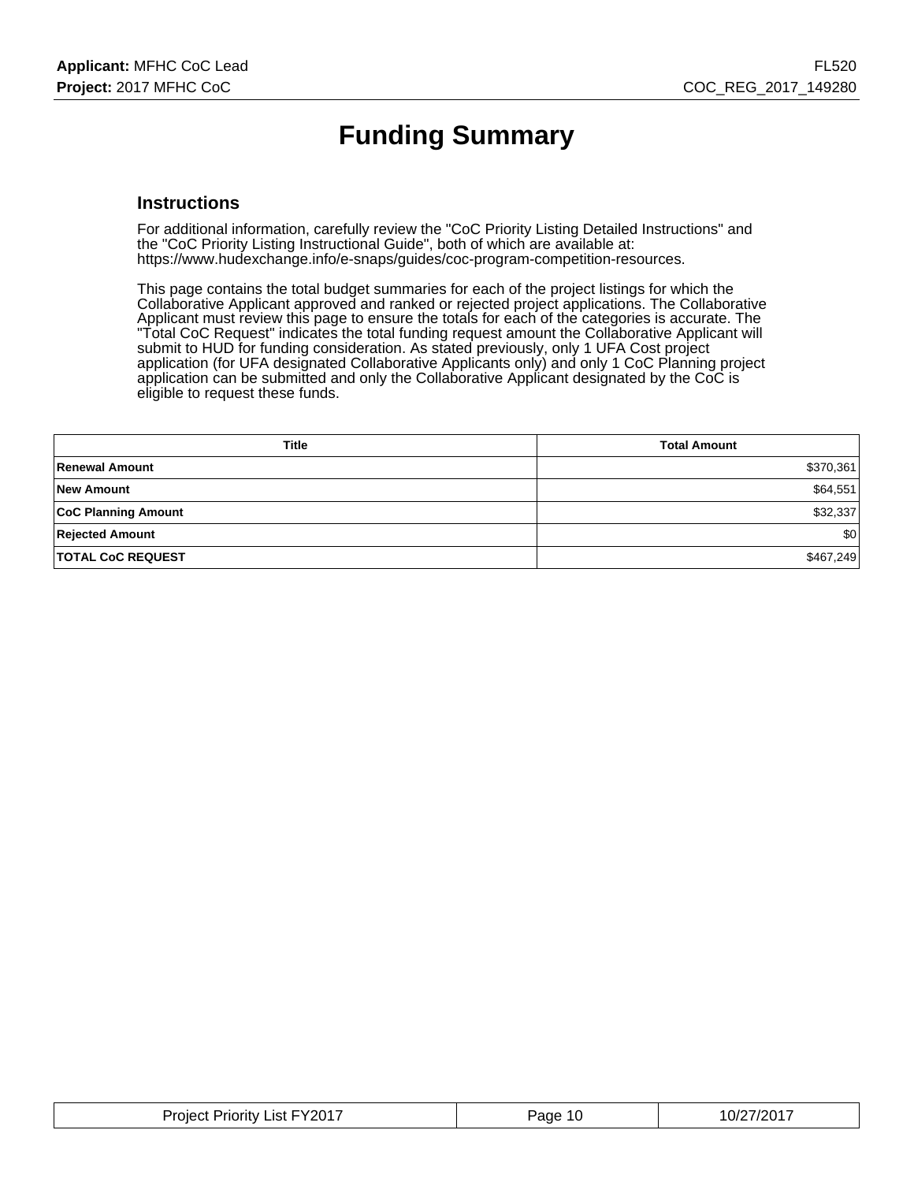# Funding Summary

## Instructions

For additional information, carefully review the "CoC Priority Listing Detailed Instructions" and the "CoC Priority Listing Instructional Guide", both of which are available at: https://www.hudexchange.info/e-snaps/guides/coc-program-competition-resources.

This page contains the total budget summaries for each of the project listings for which the Collaborative Applicant approved and ranked or rejected project applications. The Collaborative Applicant must review this page to ensure the totals for each of the categories is accurate. The "Total CoC Request" indicates the total funding request amount the Collaborative Applicant will submit to HUD for funding consideration. As stated previously, only 1 UFA Cost project application (for UFA designated Collaborative Applicants only) and only 1 CoC Planning project application can be submitted and only the Collaborative Applicant designated by the CoC is eligible to request these funds.

| Title | Total Amount |
|---|---:|
| **Renewal Amount** | $370,361 |
| **New Amount** | $64,551 |
| **CoC Planning Amount** | $32,337 |
| **Rejected Amount** | $0 |
| **TOTAL CoC REQUEST** | $467,249 |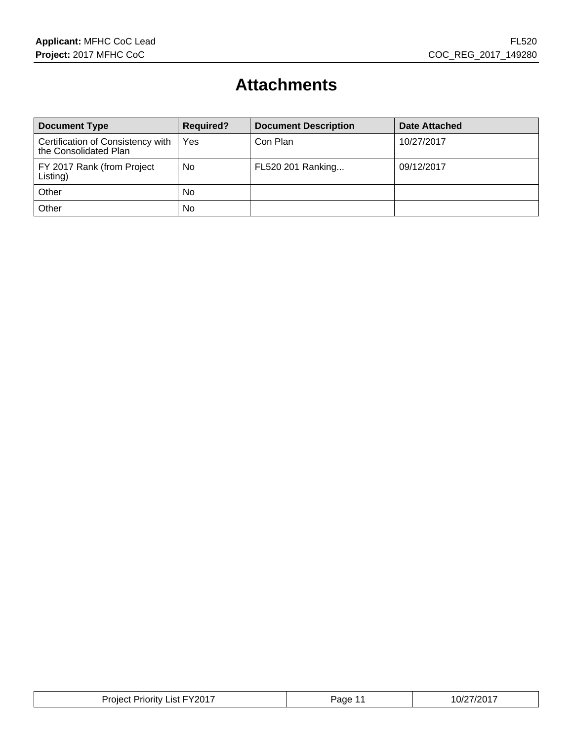# Attachments

| Document Type | Required? | Document Description | Date Attached |
|---|---|---|---|
| Certification of Consistency with the Consolidated Plan | Yes | Con Plan | 10/27/2017 |
| FY 2017 Rank (from Project Listing) | No | FL520 201 Ranking... | 09/12/2017 |
| Other | No | | |
| Other | No | | |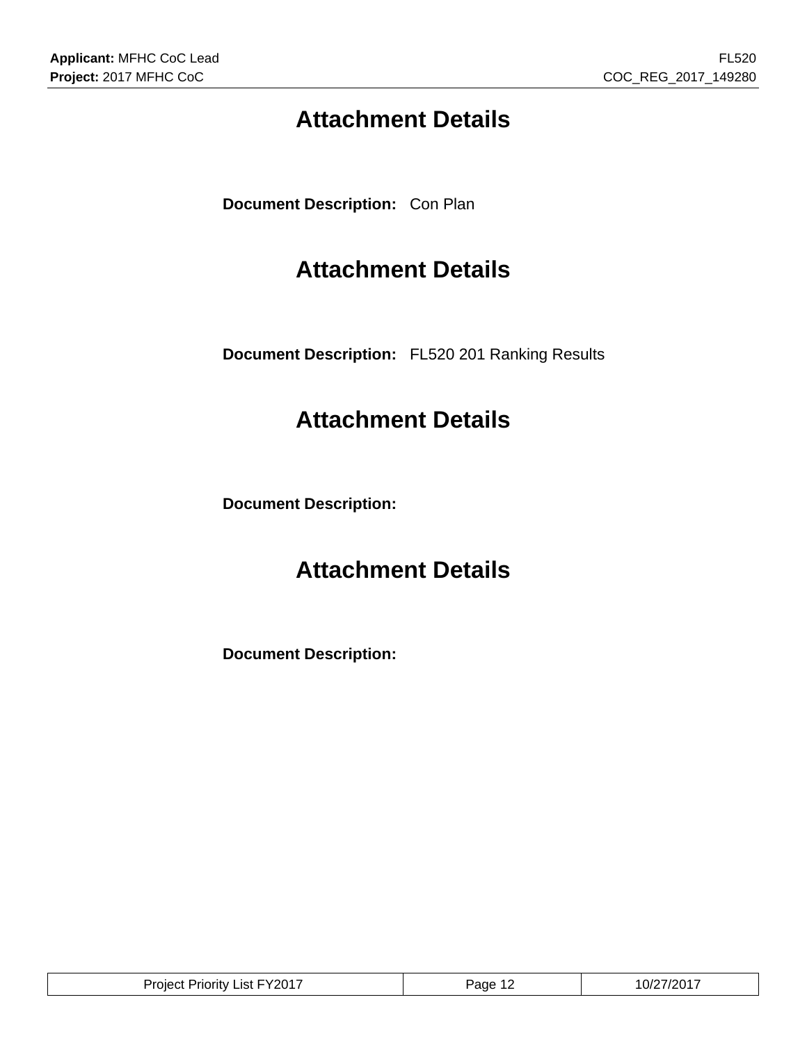# Attachment Details

**Document Description:** Con Plan

# Attachment Details

**Document Description:** FL520 201 Ranking Results

# Attachment Details

**Document Description:**

# Attachment Details

**Document Description:**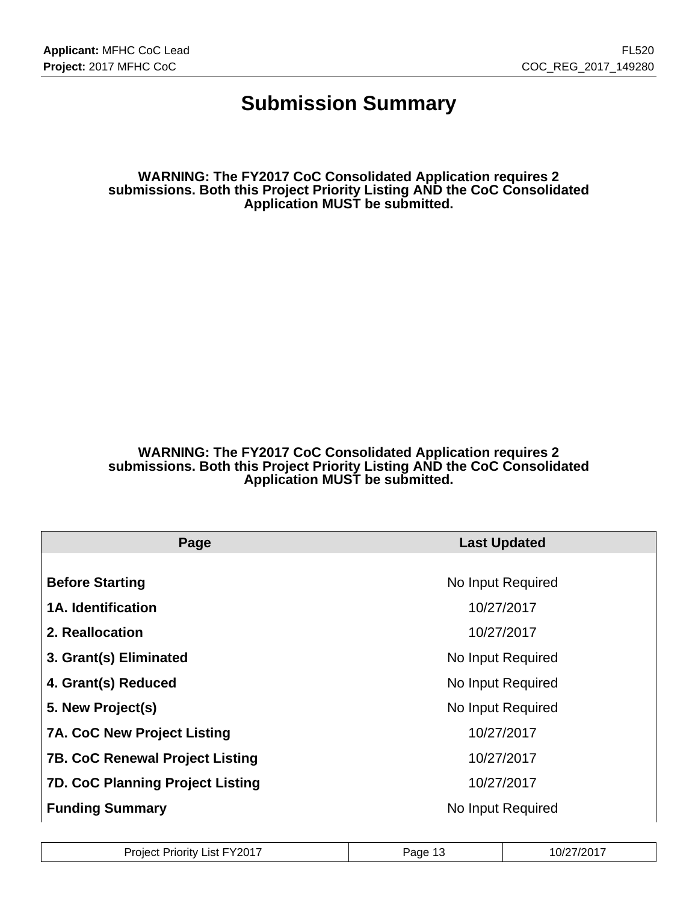# Submission Summary

**WARNING: The FY2017 CoC Consolidated Application requires 2 submissions. Both this Project Priority Listing AND the CoC Consolidated Application MUST be submitted.**

**WARNING: The FY2017 CoC Consolidated Application requires 2 submissions. Both this Project Priority Listing AND the CoC Consolidated Application MUST be submitted.**

| Page | Last Updated |
|---|---|
| **Before Starting** | No Input Required |
| **1A. Identification** | 10/27/2017 |
| **2. Reallocation** | 10/27/2017 |
| **3. Grant(s) Eliminated** | No Input Required |
| **4. Grant(s) Reduced** | No Input Required |
| **5. New Project(s)** | No Input Required |
| **7A. CoC New Project Listing** | 10/27/2017 |
| **7B. CoC Renewal Project Listing** | 10/27/2017 |
| **7D. CoC Planning Project Listing** | 10/27/2017 |
| **Funding Summary** | No Input Required |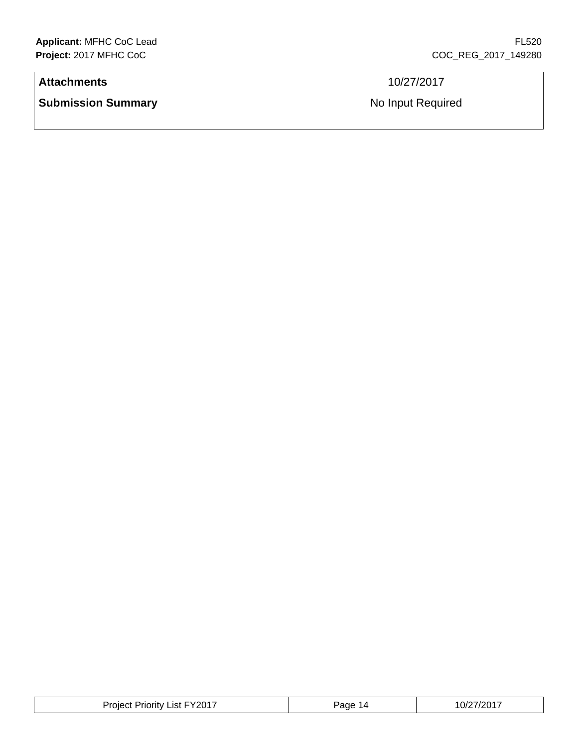| | |
|---|---|
| **Attachments** | 10/27/2017 |
| **Submission Summary** | No Input Required |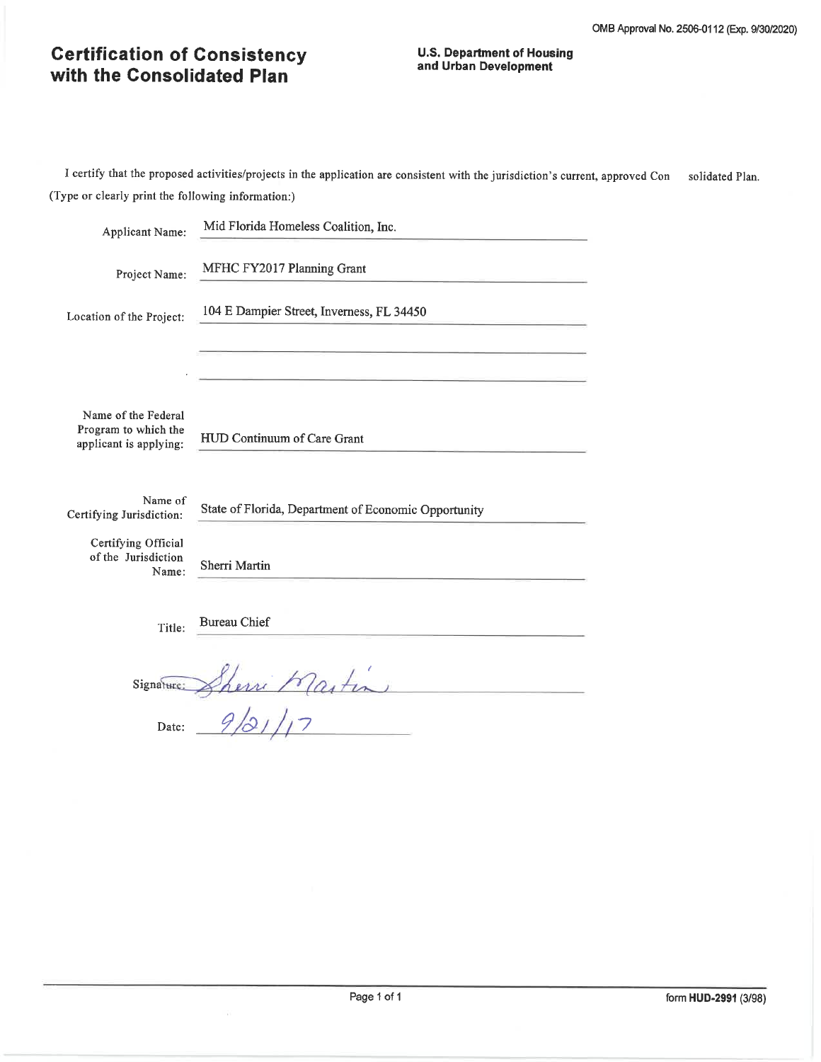OMB Approval No. 2506-0112 (Exp. 9/30/2020)

# Certification of Consistency with the Consolidated Plan

**U.S. Department of Housing and Urban Development**

I certify that the proposed activities/projects in the application are consistent with the jurisdiction's current, approved Consolidated Plan.

(Type or clearly print the following information:)

Applicant Name: Mid Florida Homeless Coalition, Inc.

Project Name: MFHC FY2017 Planning Grant

Location of the Project: 104 E Dampier Street, Inverness, FL 34450

Name of the Federal Program to which the applicant is applying: HUD Continuum of Care Grant

Name of Certifying Jurisdiction: State of Florida, Department of Economic Opportunity

Certifying Official of the Jurisdiction Name: Sherri Martin

Title: Bureau Chief

Signature: Sherri Martin

Date: 9/21/17

form **HUD-2991** (3/98)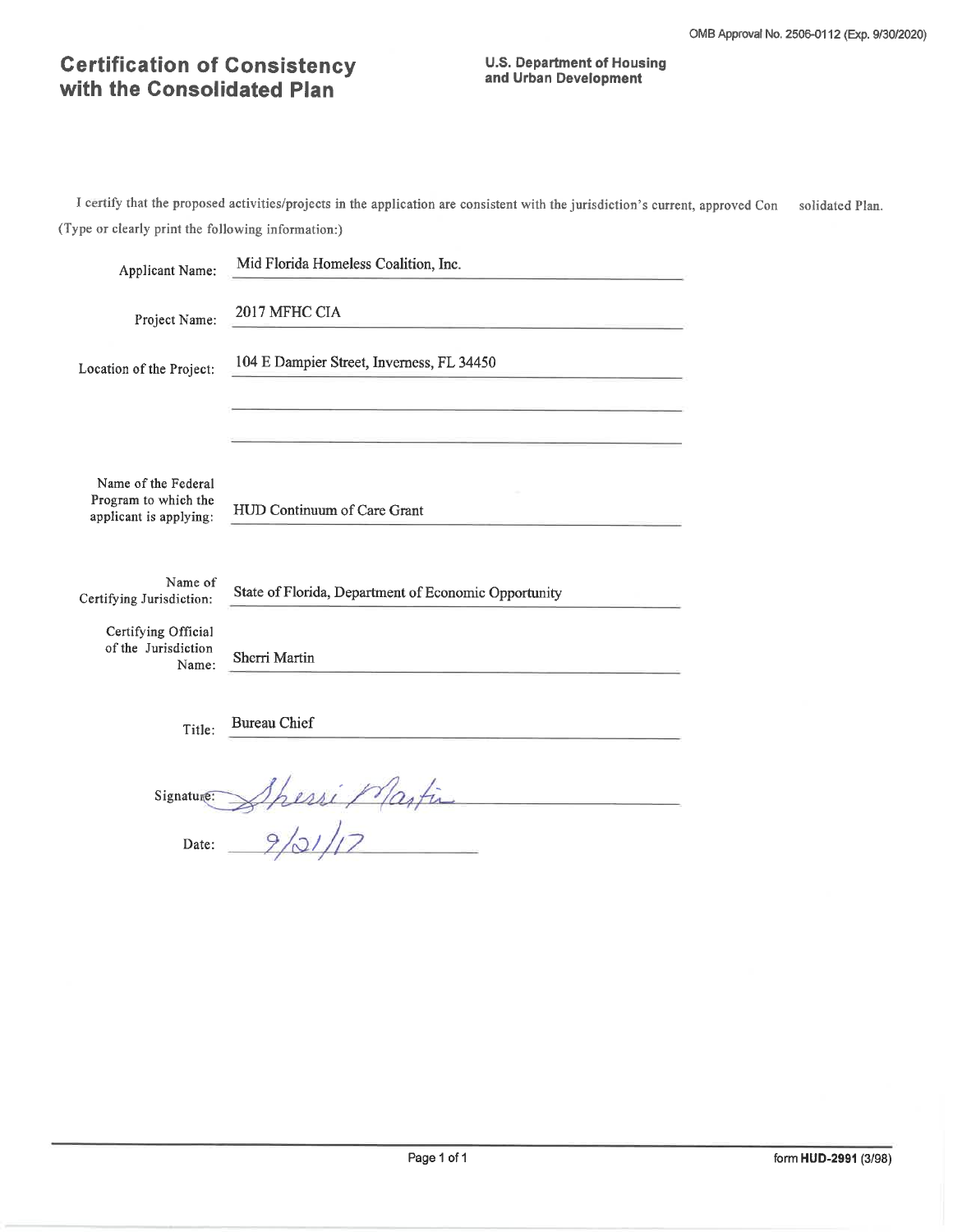OMB Approval No. 2506-0112 (Exp. 9/30/2020)

# Certification of Consistency with the Consolidated Plan

**U.S. Department of Housing and Urban Development**

I certify that the proposed activities/projects in the application are consistent with the jurisdiction's current, approved Consolidated Plan.

(Type or clearly print the following information:)

Applicant Name: Mid Florida Homeless Coalition, Inc.

Project Name: 2017 MFHC CIA

Location of the Project: 104 E Dampier Street, Inverness, FL 34450

Name of the Federal Program to which the applicant is applying: HUD Continuum of Care Grant

Name of Certifying Jurisdiction: State of Florida, Department of Economic Opportunity

Certifying Official of the Jurisdiction Name: Sherri Martin

Title: Bureau Chief

Signature: Sherri Martin

Date: 9/21/17

form **HUD-2991** (3/98)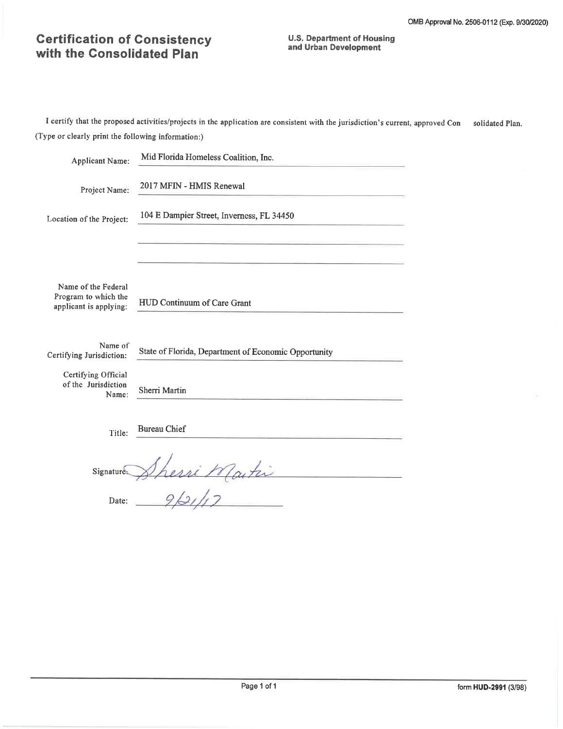OMB Approval No. 2506-0112 (Exp. 9/30/2020)

# Certification of Consistency with the Consolidated Plan

**U.S. Department of Housing and Urban Development**

I certify that the proposed activities/projects in the application are consistent with the jurisdiction's current, approved Consolidated Plan.

(Type or clearly print the following information:)

Applicant Name: Mid Florida Homeless Coalition, Inc.

Project Name: 2017 MFIN - HMIS Renewal

Location of the Project: 104 E Dampier Street, Inverness, FL 34450

Name of the Federal Program to which the applicant is applying: HUD Continuum of Care Grant

Name of Certifying Jurisdiction: State of Florida, Department of Economic Opportunity

Certifying Official of the Jurisdiction Name: Sherri Martin

Title: Bureau Chief

Signature: Sherri Martin

Date: 9/21/17

form HUD-2991 (3/98)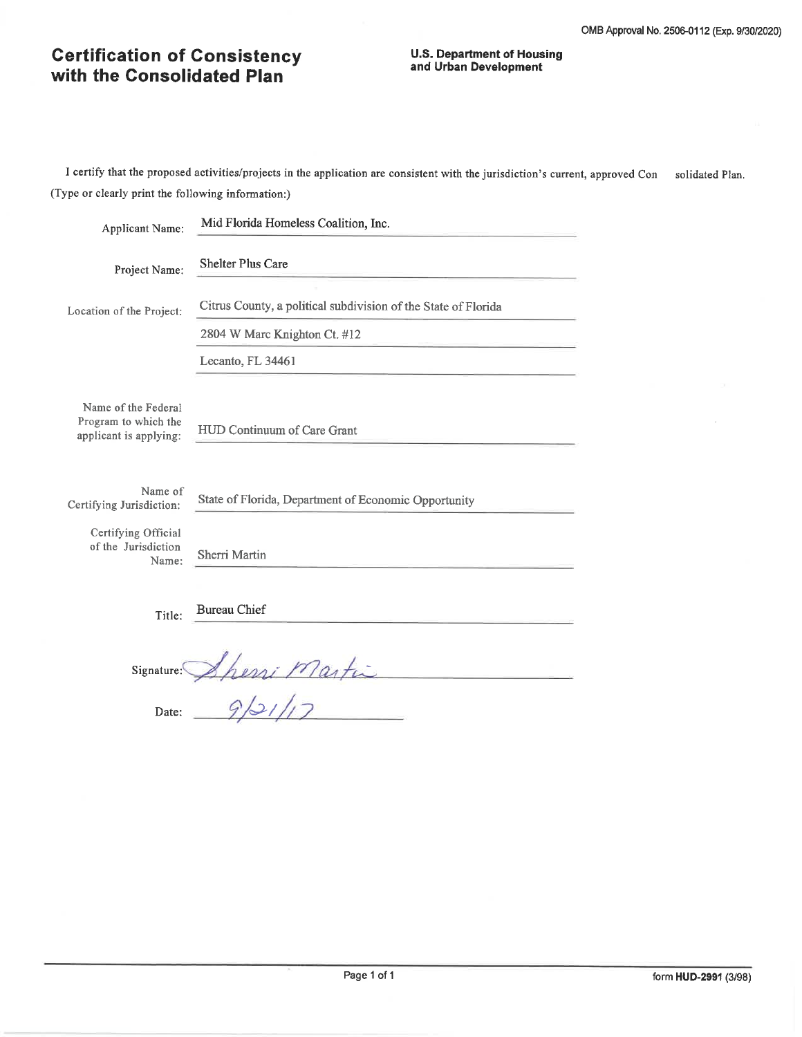OMB Approval No. 2506-0112 (Exp. 9/30/2020)

# Certification of Consistency with the Consolidated Plan

**U.S. Department of Housing and Urban Development**

I certify that the proposed activities/projects in the application are consistent with the jurisdiction's current, approved Con solidated Plan.
(Type or clearly print the following information:)

Applicant Name: Mid Florida Homeless Coalition, Inc.

Project Name: Shelter Plus Care

Location of the Project: Citrus County, a political subdivision of the State of Florida
2804 W Marc Knighton Ct. #12
Lecanto, FL 34461

Name of the Federal Program to which the applicant is applying: HUD Continuum of Care Grant

Name of Certifying Jurisdiction: State of Florida, Department of Economic Opportunity

Certifying Official of the Jurisdiction Name: Sherri Martin

Title: Bureau Chief

Signature: Sherri Martin

Date: 9/21/17

form **HUD-2991** (3/98)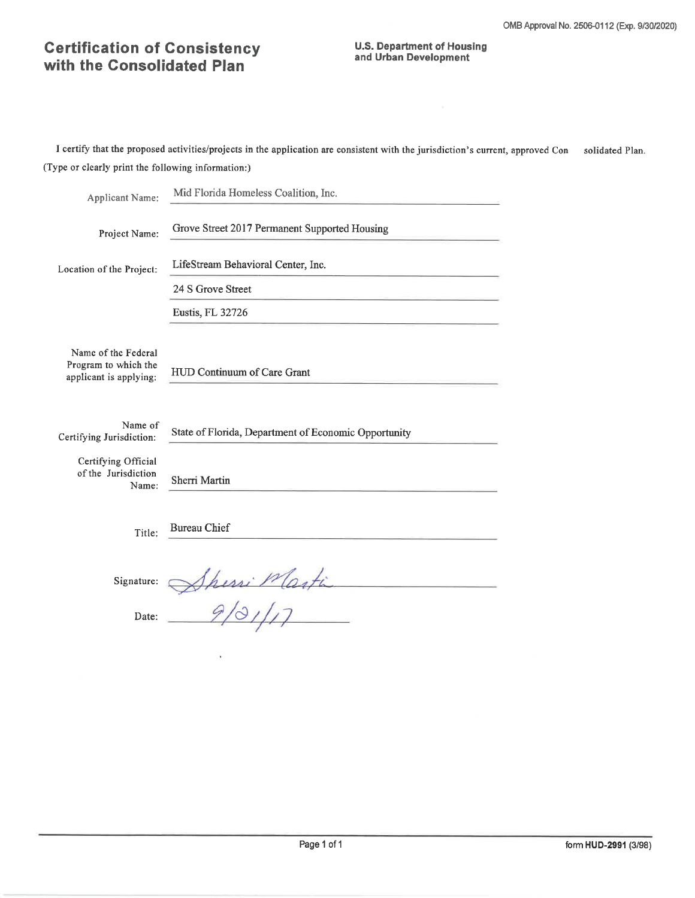OMB Approval No. 2506-0112 (Exp. 9/30/2020)

# Certification of Consistency with the Consolidated Plan

**U.S. Department of Housing and Urban Development**

I certify that the proposed activities/projects in the application are consistent with the jurisdiction's current, approved Consolidated Plan.

(Type or clearly print the following information:)

Applicant Name: Mid Florida Homeless Coalition, Inc.

Project Name: Grove Street 2017 Permanent Supported Housing

Location of the Project: LifeStream Behavioral Center, Inc.
24 S Grove Street
Eustis, FL 32726

Name of the Federal Program to which the applicant is applying: HUD Continuum of Care Grant

Name of Certifying Jurisdiction: State of Florida, Department of Economic Opportunity

Certifying Official of the Jurisdiction Name: Sherri Martin

Title: Bureau Chief

Signature: Sherri Martin

Date: 9/21/17

form **HUD-2991** (3/98)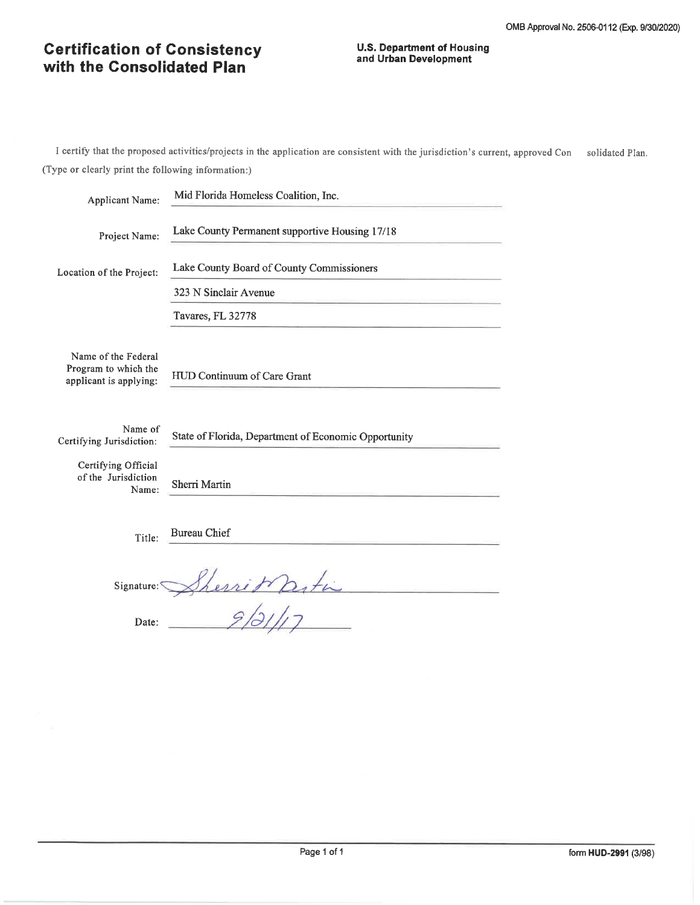OMB Approval No. 2506-0112 (Exp. 9/30/2020)

# Certification of Consistency with the Consolidated Plan

**U.S. Department of Housing and Urban Development**

I certify that the proposed activities/projects in the application are consistent with the jurisdiction's current, approved Consolidated Plan.

(Type or clearly print the following information:)

Applicant Name: Mid Florida Homeless Coalition, Inc.

Project Name: Lake County Permanent supportive Housing 17/18

Location of the Project: Lake County Board of County Commissioners
323 N Sinclair Avenue
Tavares, FL 32778

Name of the Federal Program to which the applicant is applying: HUD Continuum of Care Grant

Name of Certifying Jurisdiction: State of Florida, Department of Economic Opportunity

Certifying Official of the Jurisdiction Name: Sherri Martin

Title: Bureau Chief

Signature: Sherri Martin

Date: 9/21/17

form **HUD-2991** (3/98)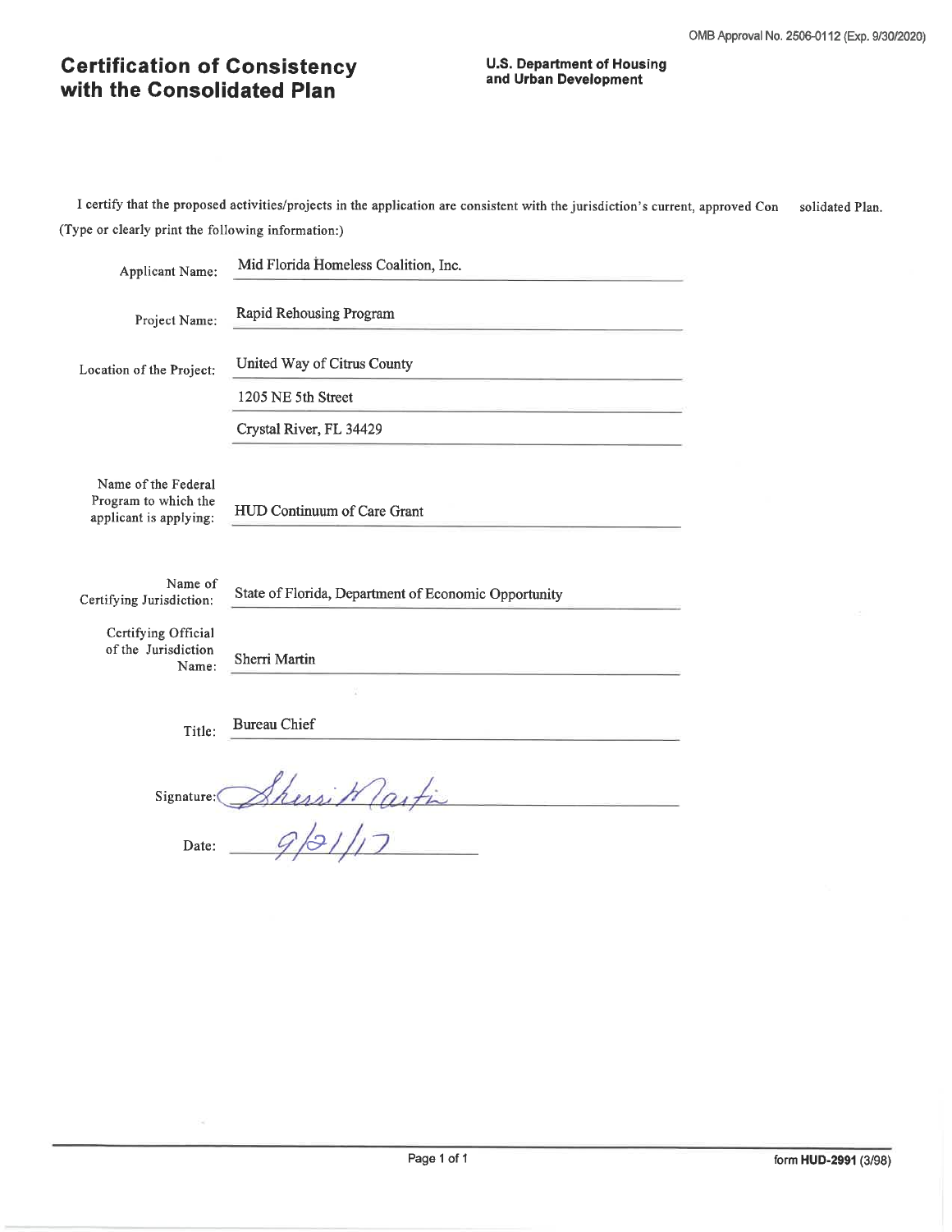OMB Approval No. 2506-0112 (Exp. 9/30/2020)

# Certification of Consistency with the Consolidated Plan

**U.S. Department of Housing and Urban Development**

I certify that the proposed activities/projects in the application are consistent with the jurisdiction's current, approved Consolidated Plan.

(Type or clearly print the following information:)

Applicant Name: Mid Florida Homeless Coalition, Inc.

Project Name: Rapid Rehousing Program

Location of the Project: United Way of Citrus County
1205 NE 5th Street
Crystal River, FL 34429

Name of the Federal Program to which the applicant is applying: HUD Continuum of Care Grant

Name of Certifying Jurisdiction: State of Florida, Department of Economic Opportunity

Certifying Official of the Jurisdiction Name: Sherri Martin

Title: Bureau Chief

Signature: Sherri Martin

Date: 9/21/17

form **HUD-2991** (3/98)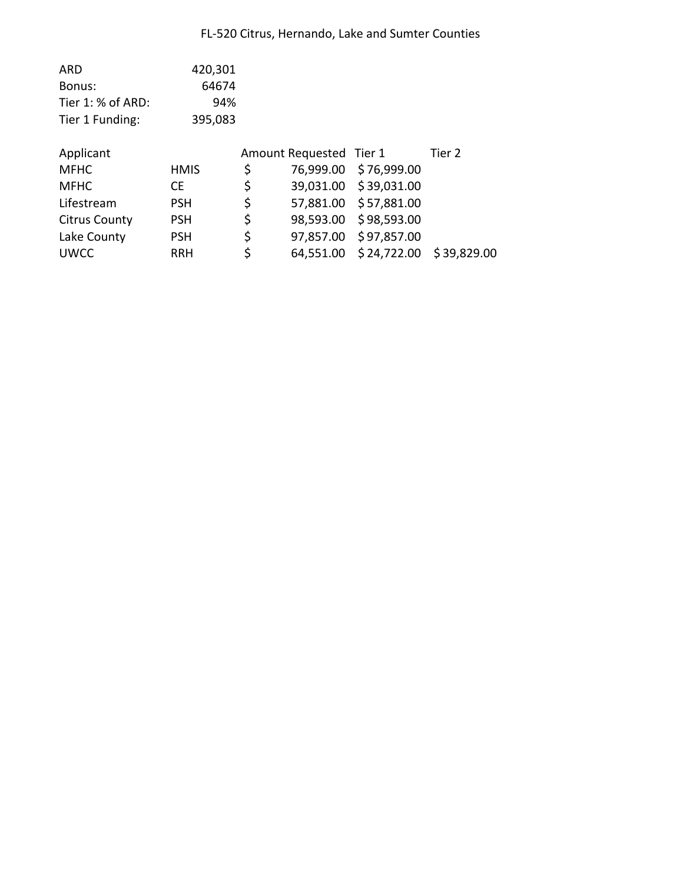FL-520 Citrus, Hernando, Lake and Sumter Counties

| | |
|---|---|
| ARD | 420,301 |
| Bonus: | 64674 |
| Tier 1: % of ARD: | 94% |
| Tier 1 Funding: | 395,083 |

| Applicant | | Amount Requested | Tier 1 | Tier 2 |
|---|---|---|---|---|
| MFHC | HMIS | $ 76,999.00 | $ 76,999.00 | |
| MFHC | CE | $ 39,031.00 | $ 39,031.00 | |
| Lifestream | PSH | $ 57,881.00 | $ 57,881.00 | |
| Citrus County | PSH | $ 98,593.00 | $ 98,593.00 | |
| Lake County | PSH | $ 97,857.00 | $ 97,857.00 | |
| UWCC | RRH | $ 64,551.00 | $ 24,722.00 | $ 39,829.00 |